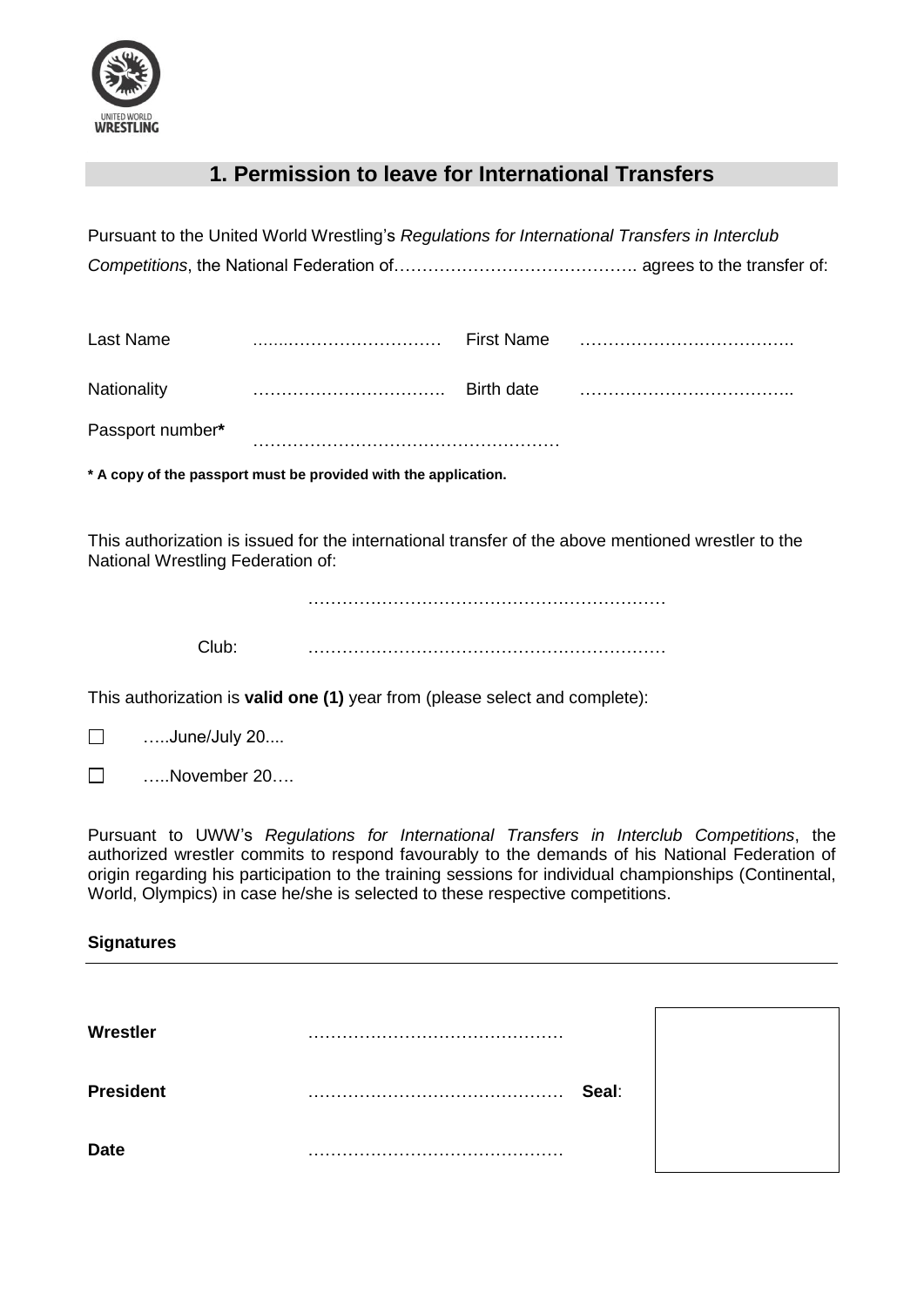UNITED WORLD WRESTLING

## 1. Permission to leave for International Transfers

Pursuant to the United World Wrestling's *Regulations for International Transfers in Interclub Competitions*, the National Federation of……………………………………. agrees to the transfer of:

| | | | |
|---|---|---|---|
| Last Name | ……………………………… | First Name | ……………………………….. |
| Nationality | ……………………………. | Birth date | ……………………………….. |
| Passport number* | …………………………………………… | | |

**\* A copy of the passport must be provided with the application.**

This authorization is issued for the international transfer of the above mentioned wrestler to the National Wrestling Federation of:

………………………………………………………

Club: ………………………………………………………

This authorization is **valid one (1)** year from (please select and complete):

☐ …..June/July 20....

☐ …..November 20….

Pursuant to UWW's *Regulations for International Transfers in Interclub Competitions*, the authorized wrestler commits to respond favourably to the demands of his National Federation of origin regarding his participation to the training sessions for individual championships (Continental, World, Olympics) in case he/she is selected to these respective competitions.

**Signatures**

**Wrestler** ………………………………………

**President** ……………………………………… **Seal**:

**Date** ………………………………………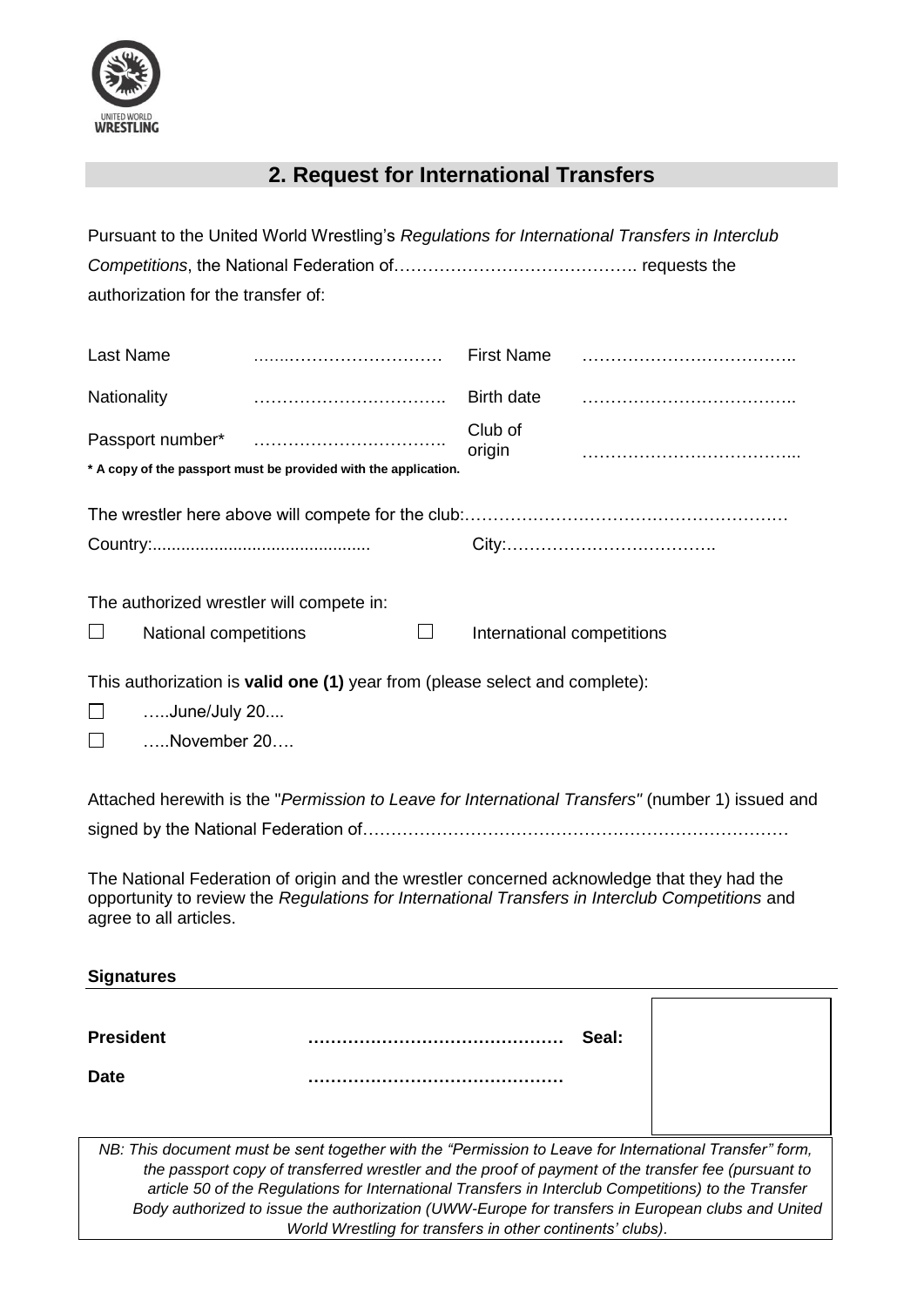UNITED WORLD WRESTLING

## 2. Request for International Transfers

Pursuant to the United World Wrestling's *Regulations for International Transfers in Interclub Competitions*, the National Federation of……………………………………. requests the authorization for the transfer of:

| | | | |
|---|---|---|---|
| Last Name | ……..……………………… | First Name | ……………………………….. |
| Nationality | …………………………….. | Birth date | ……………………………….. |
| Passport number* | …………………………….. | Club of origin | ………………………………... |

**\* A copy of the passport must be provided with the application.**

The wrestler here above will compete for the club:……………………………………………….

Country:.............................................. City:……………………………….

The authorized wrestler will compete in:

☐ National competitions ☐ International competitions

This authorization is **valid one (1)** year from (please select and complete):

☐ …..June/July 20....

☐ …..November 20….

Attached herewith is the "*Permission to Leave for International Transfers"* (number 1) issued and signed by the National Federation of…………………………………………………………………

The National Federation of origin and the wrestler concerned acknowledge that they had the opportunity to review the *Regulations for International Transfers in Interclub Competitions* and agree to all articles.

**Signatures**

**President** ……………………………………… **Seal:**

**Date** ………………………………………

*NB: This document must be sent together with the "Permission to Leave for International Transfer" form, the passport copy of transferred wrestler and the proof of payment of the transfer fee (pursuant to article 50 of the Regulations for International Transfers in Interclub Competitions) to the Transfer Body authorized to issue the authorization (UWW-Europe for transfers in European clubs and United World Wrestling for transfers in other continents' clubs).*